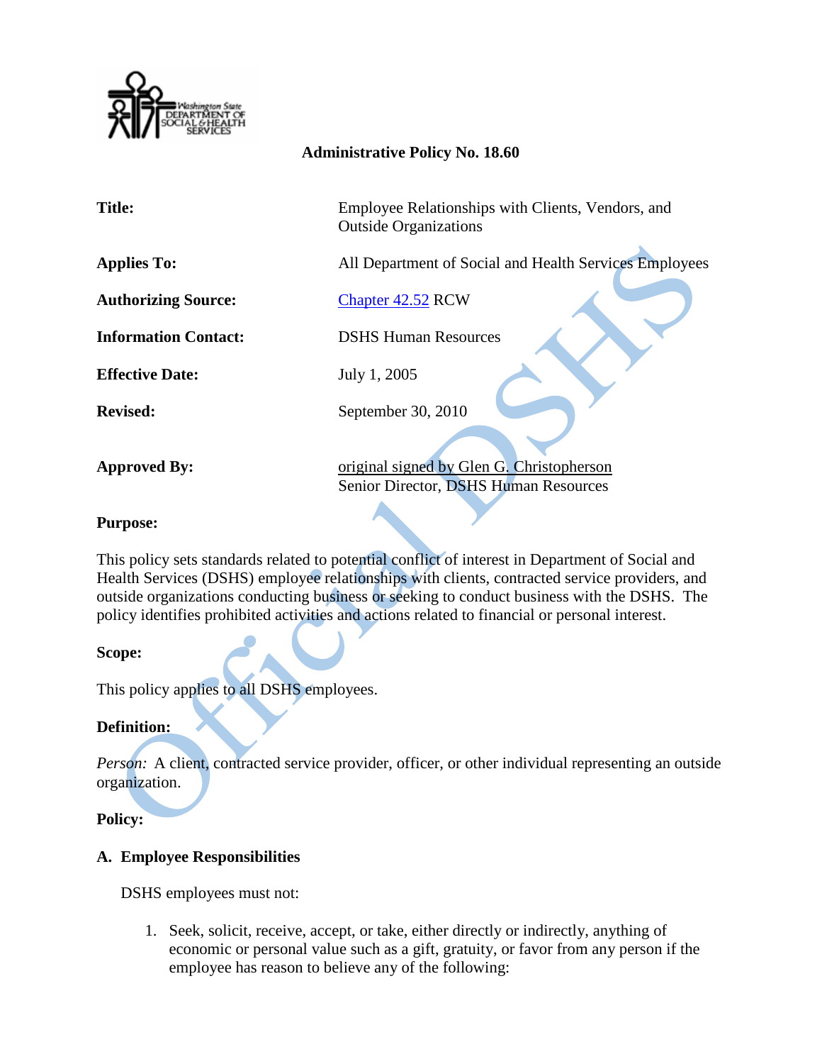Washington State Department of Social & Health Services

# Administrative Policy No. 18.60

| | |
|---|---|
| **Title:** | Employee Relationships with Clients, Vendors, and Outside Organizations |
| **Applies To:** | All Department of Social and Health Services Employees |
| **Authorizing Source:** | Chapter 42.52 RCW |
| **Information Contact:** | DSHS Human Resources |
| **Effective Date:** | July 1, 2005 |
| **Revised:** | September 30, 2010 |
| **Approved By:** | original signed by Glen G. Christopherson<br>Senior Director, DSHS Human Resources |

**Purpose:**

This policy sets standards related to potential conflict of interest in Department of Social and Health Services (DSHS) employee relationships with clients, contracted service providers, and outside organizations conducting business or seeking to conduct business with the DSHS. The policy identifies prohibited activities and actions related to financial or personal interest.

**Scope:**

This policy applies to all DSHS employees.

**Definition:**

*Person:* A client, contracted service provider, officer, or other individual representing an outside organization.

**Policy:**

**A. Employee Responsibilities**

DSHS employees must not:

1. Seek, solicit, receive, accept, or take, either directly or indirectly, anything of economic or personal value such as a gift, gratuity, or favor from any person if the employee has reason to believe any of the following: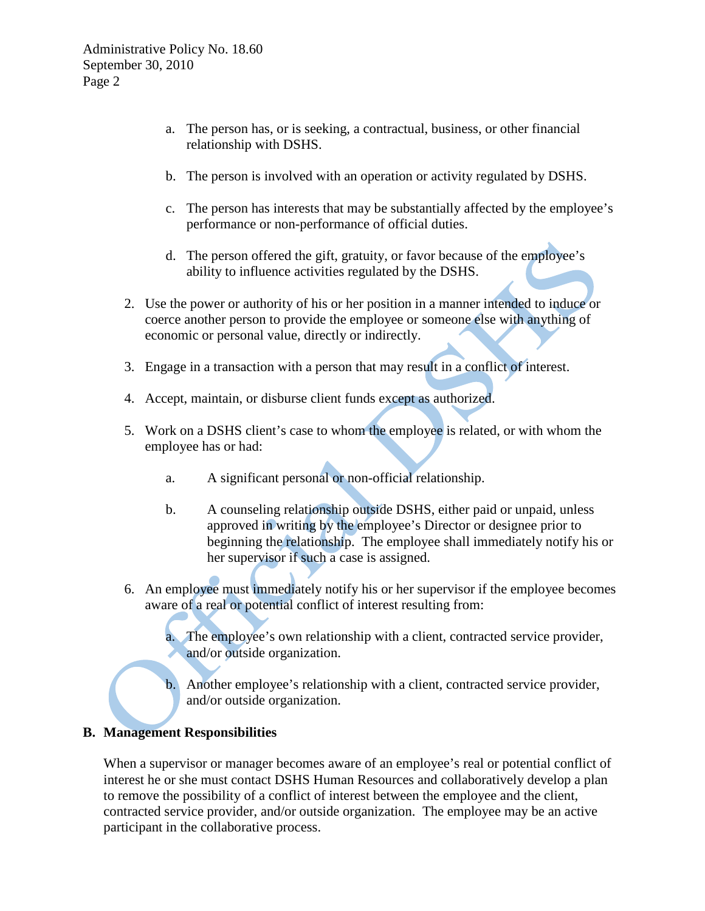a. The person has, or is seeking, a contractual, business, or other financial relationship with DSHS.

   b. The person is involved with an operation or activity regulated by DSHS.

   c. The person has interests that may be substantially affected by the employee's performance or non-performance of official duties.

   d. The person offered the gift, gratuity, or favor because of the employee's ability to influence activities regulated by the DSHS.

2. Use the power or authority of his or her position in a manner intended to induce or coerce another person to provide the employee or someone else with anything of economic or personal value, directly or indirectly.

3. Engage in a transaction with a person that may result in a conflict of interest.

4. Accept, maintain, or disburse client funds except as authorized.

5. Work on a DSHS client's case to whom the employee is related, or with whom the employee has or had:

   a. A significant personal or non-official relationship.

   b. A counseling relationship outside DSHS, either paid or unpaid, unless approved in writing by the employee's Director or designee prior to beginning the relationship. The employee shall immediately notify his or her supervisor if such a case is assigned.

6. An employee must immediately notify his or her supervisor if the employee becomes aware of a real or potential conflict of interest resulting from:

   a. The employee's own relationship with a client, contracted service provider, and/or outside organization.

   b. Another employee's relationship with a client, contracted service provider, and/or outside organization.

**B. Management Responsibilities**

When a supervisor or manager becomes aware of an employee's real or potential conflict of interest he or she must contact DSHS Human Resources and collaboratively develop a plan to remove the possibility of a conflict of interest between the employee and the client, contracted service provider, and/or outside organization. The employee may be an active participant in the collaborative process.